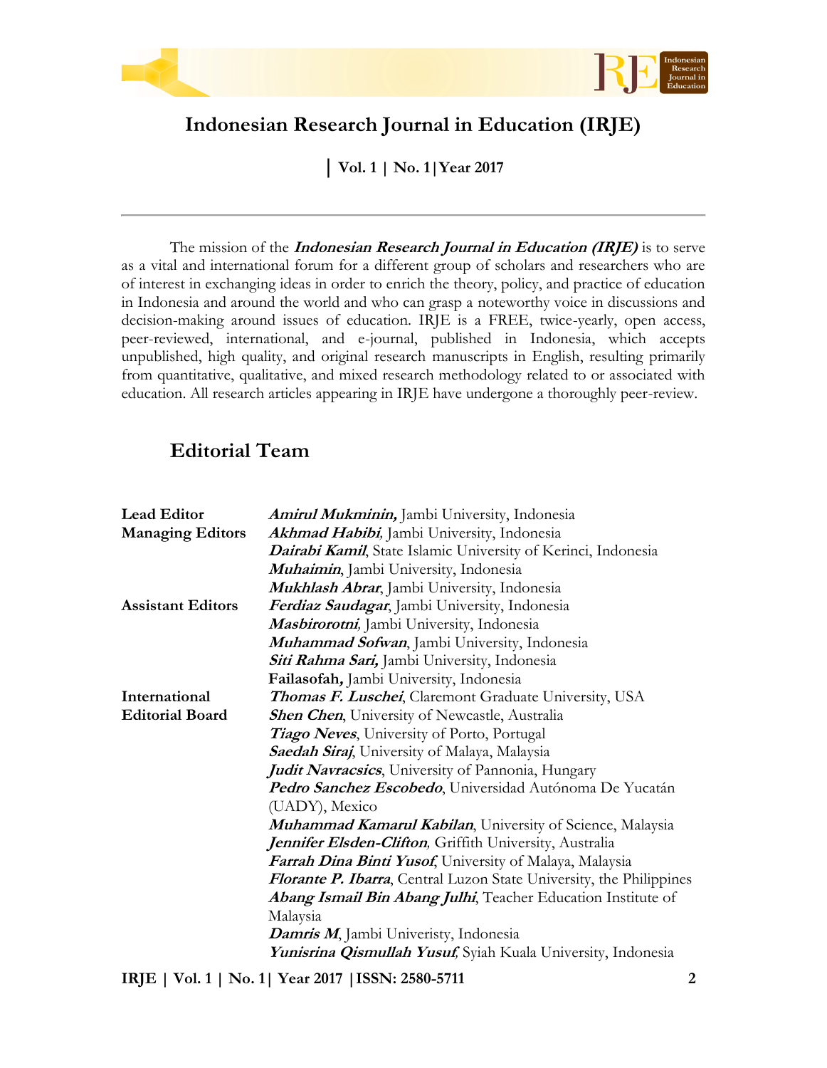# Indonesian Research Journal in Education (IRJE)

**| Vol. 1 | No. 1|Year 2017**

---

The mission of the ***Indonesian Research Journal in Education (IRJE)*** is to serve as a vital and international forum for a different group of scholars and researchers who are of interest in exchanging ideas in order to enrich the theory, policy, and practice of education in Indonesia and around the world and who can grasp a noteworthy voice in discussions and decision-making around issues of education. IRJE is a FREE, twice-yearly, open access, peer-reviewed, international, and e-journal, published in Indonesia, which accepts unpublished, high quality, and original research manuscripts in English, resulting primarily from quantitative, qualitative, and mixed research methodology related to or associated with education. All research articles appearing in IRJE have undergone a thoroughly peer-review.

## Editorial Team

| | |
|---|---|
| **Lead Editor** | ***Amirul Mukminin,*** Jambi University, Indonesia |
| **Managing Editors** | ***Akhmad Habibi***, Jambi University, Indonesia |
| | ***Dairabi Kamil***, State Islamic University of Kerinci, Indonesia |
| | ***Muhaimin***, Jambi University, Indonesia |
| | ***Mukhlash Abrar***, Jambi University, Indonesia |
| **Assistant Editors** | ***Ferdiaz Saudagar***, Jambi University, Indonesia |
| | ***Masbirorotni,*** Jambi University, Indonesia |
| | ***Muhammad Sofwan***, Jambi University, Indonesia |
| | ***Siti Rahma Sari,*** Jambi University, Indonesia |
| | **Failasofah,** Jambi University, Indonesia |
| **International Editorial Board** | ***Thomas F. Luschei***, Claremont Graduate University, USA |
| | ***Shen Chen***, University of Newcastle, Australia |
| | ***Tiago Neves***, University of Porto, Portugal |
| | ***Saedah Siraj***, University of Malaya, Malaysia |
| | ***Judit Navracsics***, University of Pannonia, Hungary |
| | ***Pedro Sanchez Escobedo***, Universidad Autónoma De Yucatán (UADY), Mexico |
| | ***Muhammad Kamarul Kabilan***, University of Science, Malaysia |
| | ***Jennifer Elsden-Clifton,*** Griffith University, Australia |
| | ***Farrah Dina Binti Yusof***, University of Malaya, Malaysia |
| | ***Florante P. Ibarra***, Central Luzon State University, the Philippines |
| | ***Abang Ismail Bin Abang Julhi***, Teacher Education Institute of Malaysia |
| | ***Damris M***, Jambi Univeristy, Indonesia |
| | ***Yunisrina Qismullah Yusuf,*** Syiah Kuala University, Indonesia |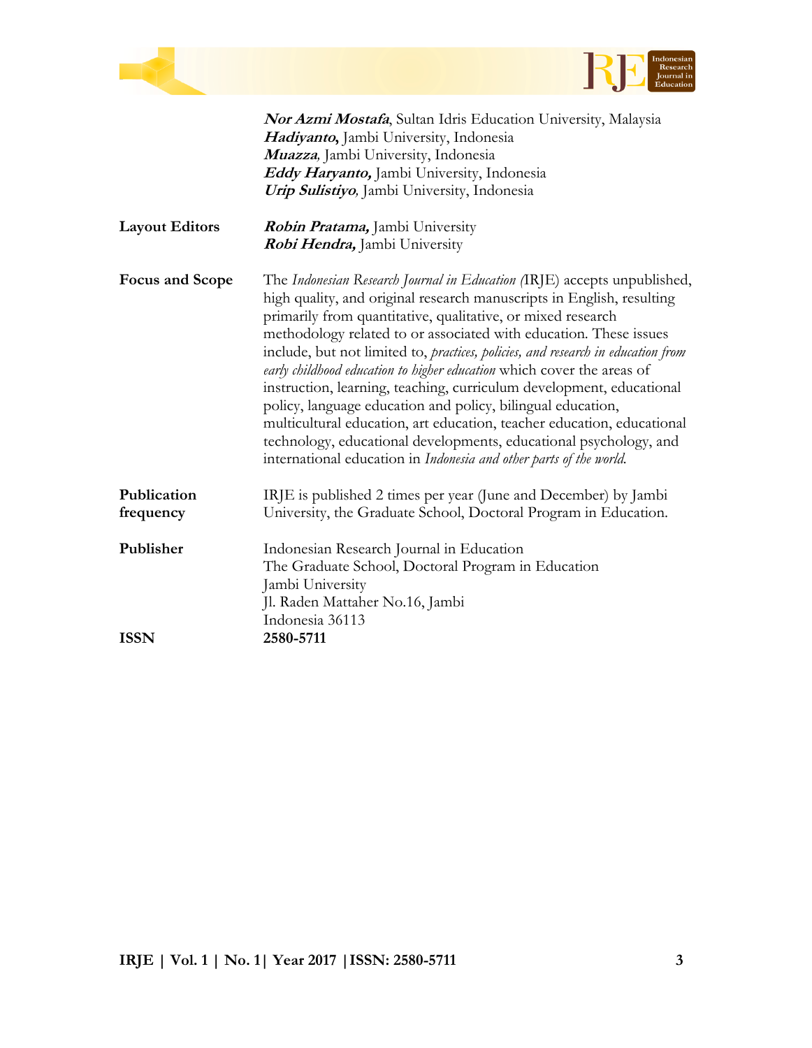***Nor Azmi Mostafa***, Sultan Idris Education University, Malaysia
***Hadiyanto,*** Jambi University, Indonesia
***Muazza****,* Jambi University, Indonesia
***Eddy Haryanto,*** Jambi University, Indonesia
***Urip Sulistiyo****,* Jambi University, Indonesia

**Layout Editors**

***Robin Pratama,*** Jambi University
***Robi Hendra,*** Jambi University

**Focus and Scope**

The *Indonesian Research Journal in Education (*IRJE) accepts unpublished, high quality, and original research manuscripts in English, resulting primarily from quantitative, qualitative, or mixed research methodology related to or associated with education. These issues include, but not limited to, *practices, policies, and research in education from early childhood education to higher education* which cover the areas of instruction, learning, teaching, curriculum development, educational policy, language education and policy, bilingual education, multicultural education, art education, teacher education, educational technology, educational developments, educational psychology, and international education in *Indonesia and other parts of the world.*

**Publication frequency**

IRJE is published 2 times per year (June and December) by Jambi University, the Graduate School, Doctoral Program in Education.

**Publisher**

Indonesian Research Journal in Education
The Graduate School, Doctoral Program in Education
Jambi University
Jl. Raden Mattaher No.16, Jambi
Indonesia 36113

**ISSN** **2580-5711**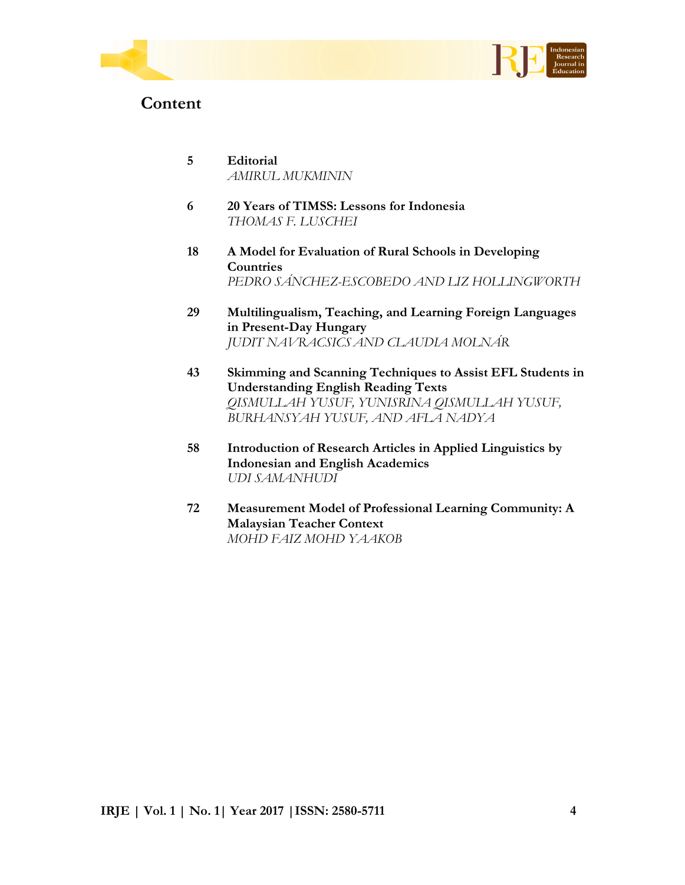# Content

| | |
|---|---|
| 5 | **Editorial**<br>*AMIRUL MUKMININ* |
| 6 | **20 Years of TIMSS: Lessons for Indonesia**<br>*THOMAS F. LUSCHEI* |
| 18 | **A Model for Evaluation of Rural Schools in Developing Countries**<br>*PEDRO SÁNCHEZ-ESCOBEDO AND LIZ HOLLINGWORTH* |
| 29 | **Multilingualism, Teaching, and Learning Foreign Languages in Present-Day Hungary**<br>*JUDIT NAVRACSICS AND CLAUDIA MOLNÁR* |
| 43 | **Skimming and Scanning Techniques to Assist EFL Students in Understanding English Reading Texts**<br>*QISMULLAH YUSUF, YUNISRINA QISMULLAH YUSUF, BURHANSYAH YUSUF, AND AFLA NADYA* |
| 58 | **Introduction of Research Articles in Applied Linguistics by Indonesian and English Academics**<br>*UDI SAMANHUDI* |
| 72 | **Measurement Model of Professional Learning Community: A Malaysian Teacher Context**<br>*MOHD FAIZ MOHD YAAKOB* |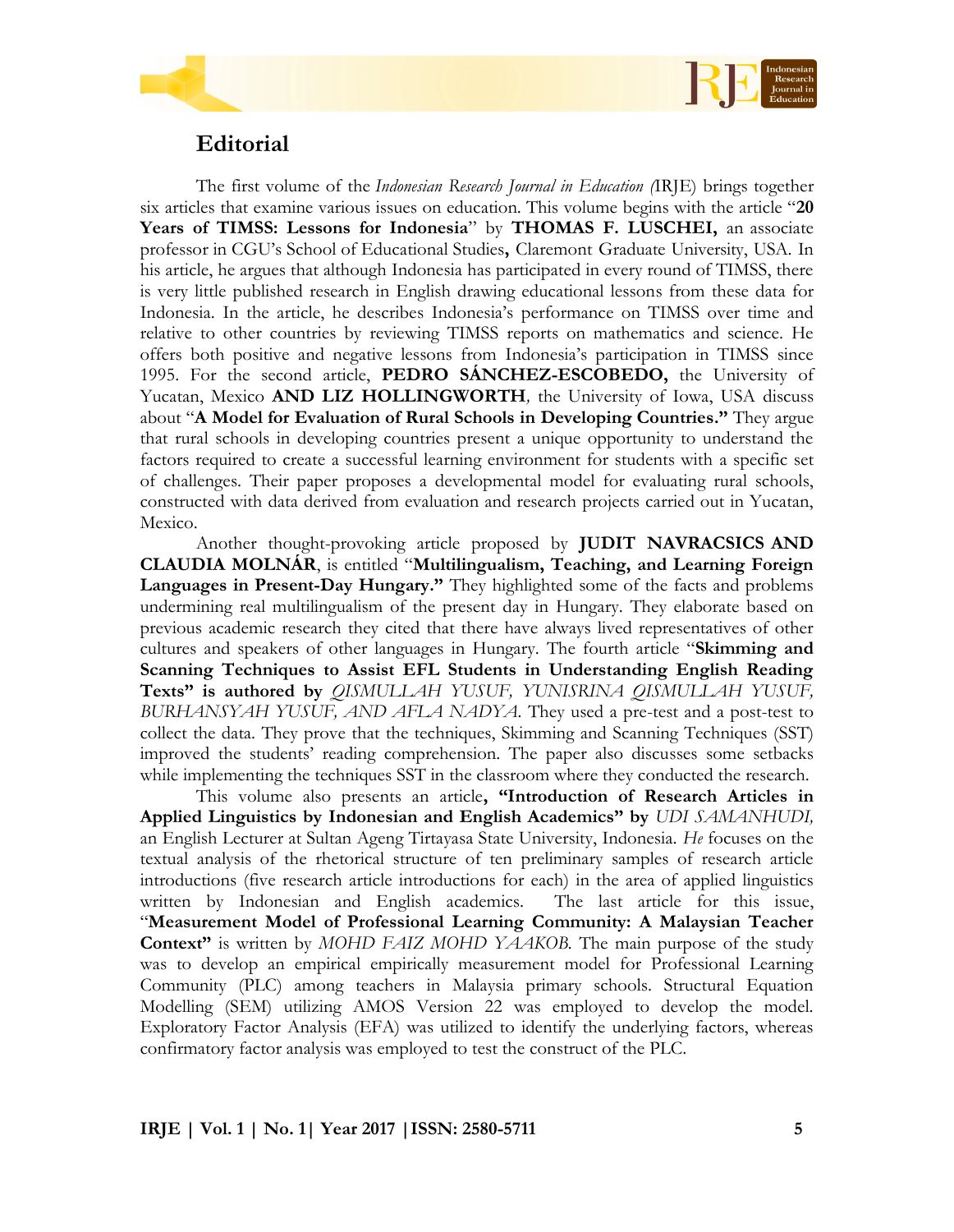## Editorial

The first volume of the *Indonesian Research Journal in Education (*IRJE) brings together six articles that examine various issues on education. This volume begins with the article "**20 Years of TIMSS: Lessons for Indonesia**" by **THOMAS F. LUSCHEI,** an associate professor in CGU's School of Educational Studies**,** Claremont Graduate University, USA. In his article, he argues that although Indonesia has participated in every round of TIMSS, there is very little published research in English drawing educational lessons from these data for Indonesia. In the article, he describes Indonesia's performance on TIMSS over time and relative to other countries by reviewing TIMSS reports on mathematics and science. He offers both positive and negative lessons from Indonesia's participation in TIMSS since 1995. For the second article, **PEDRO SÁNCHEZ-ESCOBEDO,** the University of Yucatan, Mexico **AND LIZ HOLLINGWORTH***,* the University of Iowa, USA discuss about "**A Model for Evaluation of Rural Schools in Developing Countries."** They argue that rural schools in developing countries present a unique opportunity to understand the factors required to create a successful learning environment for students with a specific set of challenges. Their paper proposes a developmental model for evaluating rural schools, constructed with data derived from evaluation and research projects carried out in Yucatan, Mexico.

Another thought-provoking article proposed by **JUDIT NAVRACSICS AND CLAUDIA MOLNÁR**, is entitled "**Multilingualism, Teaching, and Learning Foreign Languages in Present-Day Hungary."** They highlighted some of the facts and problems undermining real multilingualism of the present day in Hungary. They elaborate based on previous academic research they cited that there have always lived representatives of other cultures and speakers of other languages in Hungary. The fourth article "**Skimming and Scanning Techniques to Assist EFL Students in Understanding English Reading Texts" is authored by** *QISMULLAH YUSUF, YUNISRINA QISMULLAH YUSUF, BURHANSYAH YUSUF, AND AFLA NADYA.* They used a pre-test and a post-test to collect the data. They prove that the techniques, Skimming and Scanning Techniques (SST) improved the students' reading comprehension. The paper also discusses some setbacks while implementing the techniques SST in the classroom where they conducted the research.

This volume also presents an article**, "Introduction of Research Articles in Applied Linguistics by Indonesian and English Academics" by** *UDI SAMANHUDI,* an English Lecturer at Sultan Ageng Tirtayasa State University, Indonesia. *He* focuses on the textual analysis of the rhetorical structure of ten preliminary samples of research article introductions (five research article introductions for each) in the area of applied linguistics written by Indonesian and English academics. The last article for this issue, "**Measurement Model of Professional Learning Community: A Malaysian Teacher Context"** is written by *MOHD FAIZ MOHD YAAKOB.* The main purpose of the study was to develop an empirical empirically measurement model for Professional Learning Community (PLC) among teachers in Malaysia primary schools. Structural Equation Modelling (SEM) utilizing AMOS Version 22 was employed to develop the model. Exploratory Factor Analysis (EFA) was utilized to identify the underlying factors, whereas confirmatory factor analysis was employed to test the construct of the PLC.